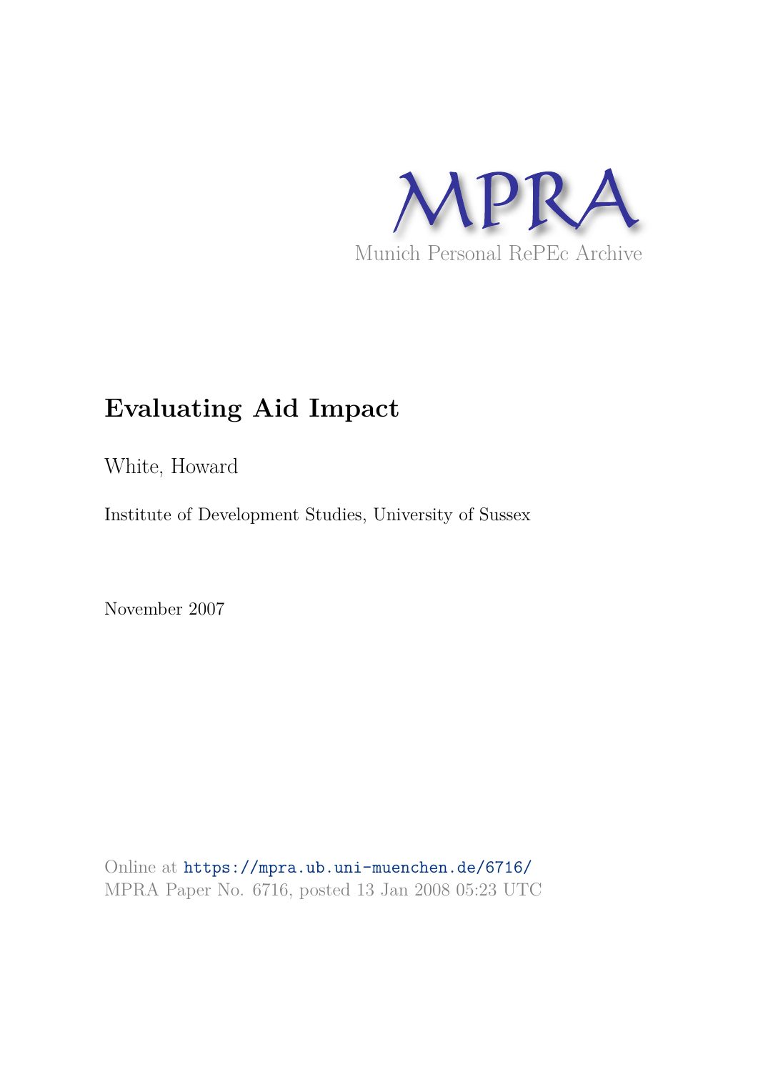MPRA

Munich Personal RePEc Archive

# Evaluating Aid Impact

White, Howard

Institute of Development Studies, University of Sussex

November 2007

Online at https://mpra.ub.uni-muenchen.de/6716/
MPRA Paper No. 6716, posted 13 Jan 2008 05:23 UTC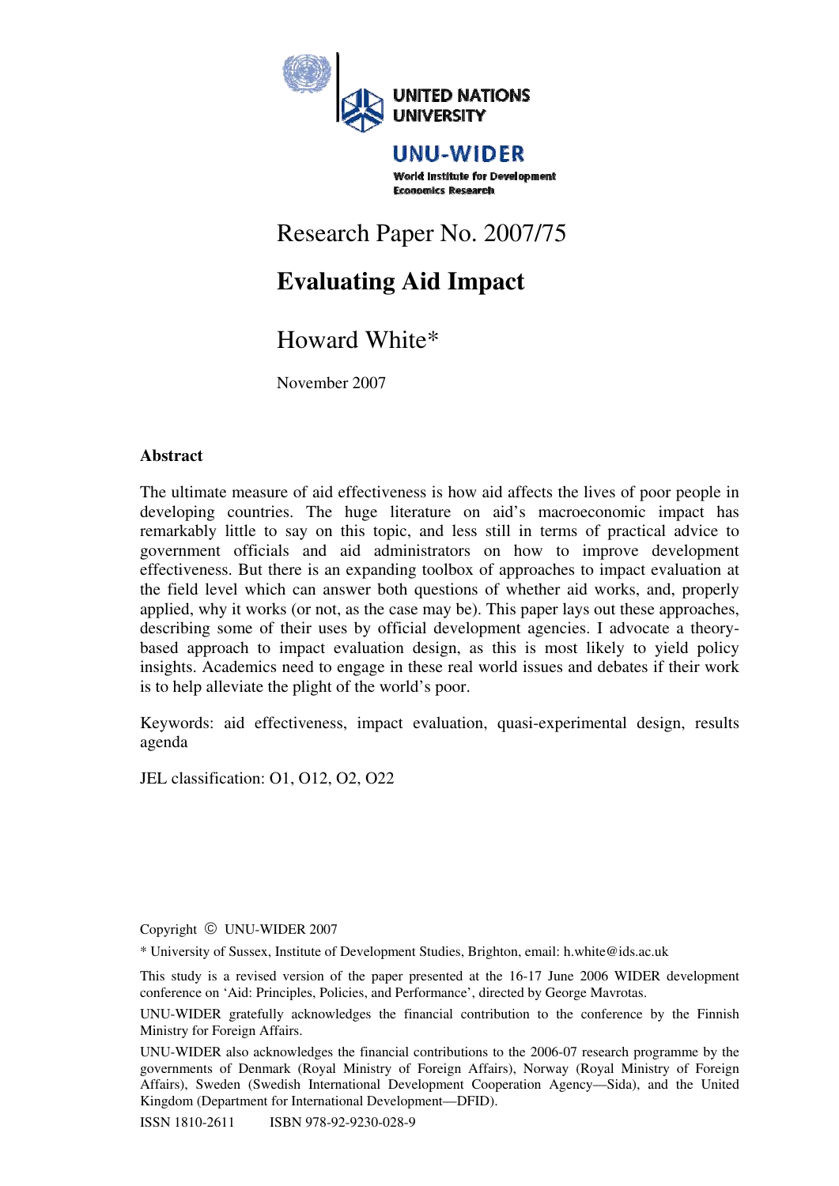UNITED NATIONS UNIVERSITY

UNU-WIDER

World Institute for Development Economics Research

Research Paper No. 2007/75

# Evaluating Aid Impact

Howard White*

November 2007

### Abstract

The ultimate measure of aid effectiveness is how aid affects the lives of poor people in developing countries. The huge literature on aid's macroeconomic impact has remarkably little to say on this topic, and less still in terms of practical advice to government officials and aid administrators on how to improve development effectiveness. But there is an expanding toolbox of approaches to impact evaluation at the field level which can answer both questions of whether aid works, and, properly applied, why it works (or not, as the case may be). This paper lays out these approaches, describing some of their uses by official development agencies. I advocate a theory-based approach to impact evaluation design, as this is most likely to yield policy insights. Academics need to engage in these real world issues and debates if their work is to help alleviate the plight of the world's poor.

Keywords: aid effectiveness, impact evaluation, quasi-experimental design, results agenda

JEL classification: O1, O12, O2, O22

Copyright © UNU-WIDER 2007

* University of Sussex, Institute of Development Studies, Brighton, email: h.white@ids.ac.uk

This study is a revised version of the paper presented at the 16-17 June 2006 WIDER development conference on 'Aid: Principles, Policies, and Performance', directed by George Mavrotas.

UNU-WIDER gratefully acknowledges the financial contribution to the conference by the Finnish Ministry for Foreign Affairs.

UNU-WIDER also acknowledges the financial contributions to the 2006-07 research programme by the governments of Denmark (Royal Ministry of Foreign Affairs), Norway (Royal Ministry of Foreign Affairs), Sweden (Swedish International Development Cooperation Agency—Sida), and the United Kingdom (Department for International Development—DFID).

ISSN 1810-2611 ISBN 978-92-9230-028-9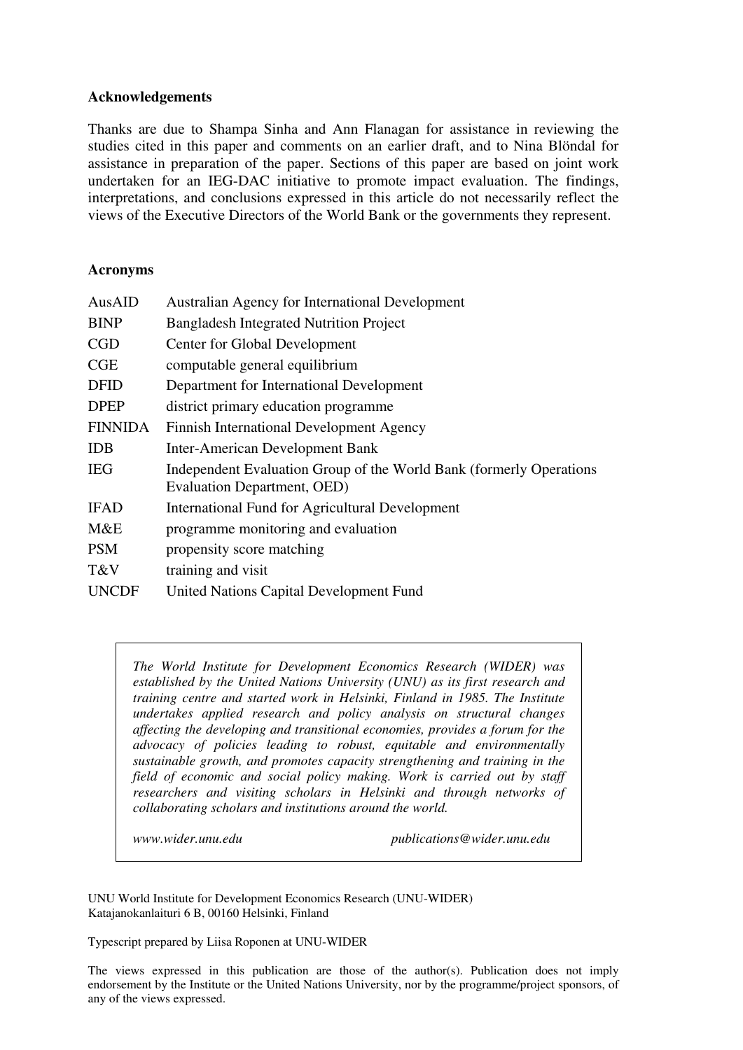**Acknowledgements**

Thanks are due to Shampa Sinha and Ann Flanagan for assistance in reviewing the studies cited in this paper and comments on an earlier draft, and to Nina Blöndal for assistance in preparation of the paper. Sections of this paper are based on joint work undertaken for an IEG-DAC initiative to promote impact evaluation. The findings, interpretations, and conclusions expressed in this article do not necessarily reflect the views of the Executive Directors of the World Bank or the governments they represent.

**Acronyms**

| | |
|---|---|
| AusAID | Australian Agency for International Development |
| BINP | Bangladesh Integrated Nutrition Project |
| CGD | Center for Global Development |
| CGE | computable general equilibrium |
| DFID | Department for International Development |
| DPEP | district primary education programme |
| FINNIDA | Finnish International Development Agency |
| IDB | Inter-American Development Bank |
| IEG | Independent Evaluation Group of the World Bank (formerly Operations Evaluation Department, OED) |
| IFAD | International Fund for Agricultural Development |
| M&E | programme monitoring and evaluation |
| PSM | propensity score matching |
| T&V | training and visit |
| UNCDF | United Nations Capital Development Fund |

*The World Institute for Development Economics Research (WIDER) was established by the United Nations University (UNU) as its first research and training centre and started work in Helsinki, Finland in 1985. The Institute undertakes applied research and policy analysis on structural changes affecting the developing and transitional economies, provides a forum for the advocacy of policies leading to robust, equitable and environmentally sustainable growth, and promotes capacity strengthening and training in the field of economic and social policy making. Work is carried out by staff researchers and visiting scholars in Helsinki and through networks of collaborating scholars and institutions around the world.*

*www.wider.unu.edu* *publications@wider.unu.edu*

UNU World Institute for Development Economics Research (UNU-WIDER)
Katajanokanlaituri 6 B, 00160 Helsinki, Finland

Typescript prepared by Liisa Roponen at UNU-WIDER

The views expressed in this publication are those of the author(s). Publication does not imply endorsement by the Institute or the United Nations University, nor by the programme/project sponsors, of any of the views expressed.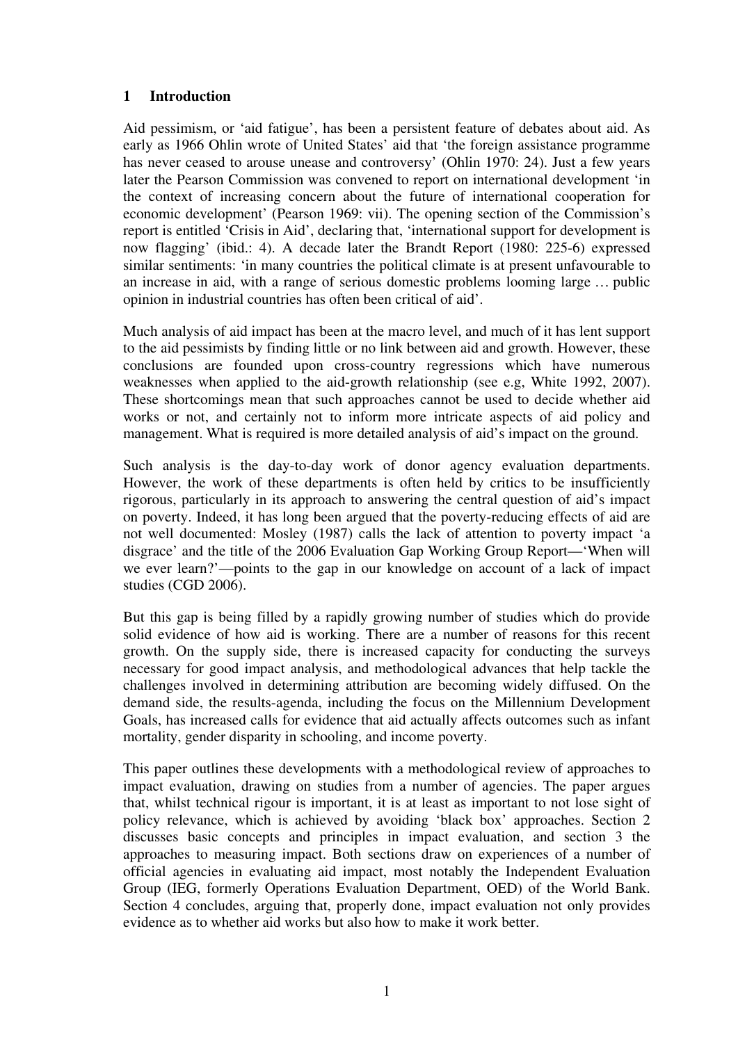# 1 Introduction

Aid pessimism, or 'aid fatigue', has been a persistent feature of debates about aid. As early as 1966 Ohlin wrote of United States' aid that 'the foreign assistance programme has never ceased to arouse unease and controversy' (Ohlin 1970: 24). Just a few years later the Pearson Commission was convened to report on international development 'in the context of increasing concern about the future of international cooperation for economic development' (Pearson 1969: vii). The opening section of the Commission's report is entitled 'Crisis in Aid', declaring that, 'international support for development is now flagging' (ibid.: 4). A decade later the Brandt Report (1980: 225-6) expressed similar sentiments: 'in many countries the political climate is at present unfavourable to an increase in aid, with a range of serious domestic problems looming large … public opinion in industrial countries has often been critical of aid'.

Much analysis of aid impact has been at the macro level, and much of it has lent support to the aid pessimists by finding little or no link between aid and growth. However, these conclusions are founded upon cross-country regressions which have numerous weaknesses when applied to the aid-growth relationship (see e.g, White 1992, 2007). These shortcomings mean that such approaches cannot be used to decide whether aid works or not, and certainly not to inform more intricate aspects of aid policy and management. What is required is more detailed analysis of aid's impact on the ground.

Such analysis is the day-to-day work of donor agency evaluation departments. However, the work of these departments is often held by critics to be insufficiently rigorous, particularly in its approach to answering the central question of aid's impact on poverty. Indeed, it has long been argued that the poverty-reducing effects of aid are not well documented: Mosley (1987) calls the lack of attention to poverty impact 'a disgrace' and the title of the 2006 Evaluation Gap Working Group Report—'When will we ever learn?'—points to the gap in our knowledge on account of a lack of impact studies (CGD 2006).

But this gap is being filled by a rapidly growing number of studies which do provide solid evidence of how aid is working. There are a number of reasons for this recent growth. On the supply side, there is increased capacity for conducting the surveys necessary for good impact analysis, and methodological advances that help tackle the challenges involved in determining attribution are becoming widely diffused. On the demand side, the results-agenda, including the focus on the Millennium Development Goals, has increased calls for evidence that aid actually affects outcomes such as infant mortality, gender disparity in schooling, and income poverty.

This paper outlines these developments with a methodological review of approaches to impact evaluation, drawing on studies from a number of agencies. The paper argues that, whilst technical rigour is important, it is at least as important to not lose sight of policy relevance, which is achieved by avoiding 'black box' approaches. Section 2 discusses basic concepts and principles in impact evaluation, and section 3 the approaches to measuring impact. Both sections draw on experiences of a number of official agencies in evaluating aid impact, most notably the Independent Evaluation Group (IEG, formerly Operations Evaluation Department, OED) of the World Bank. Section 4 concludes, arguing that, properly done, impact evaluation not only provides evidence as to whether aid works but also how to make it work better.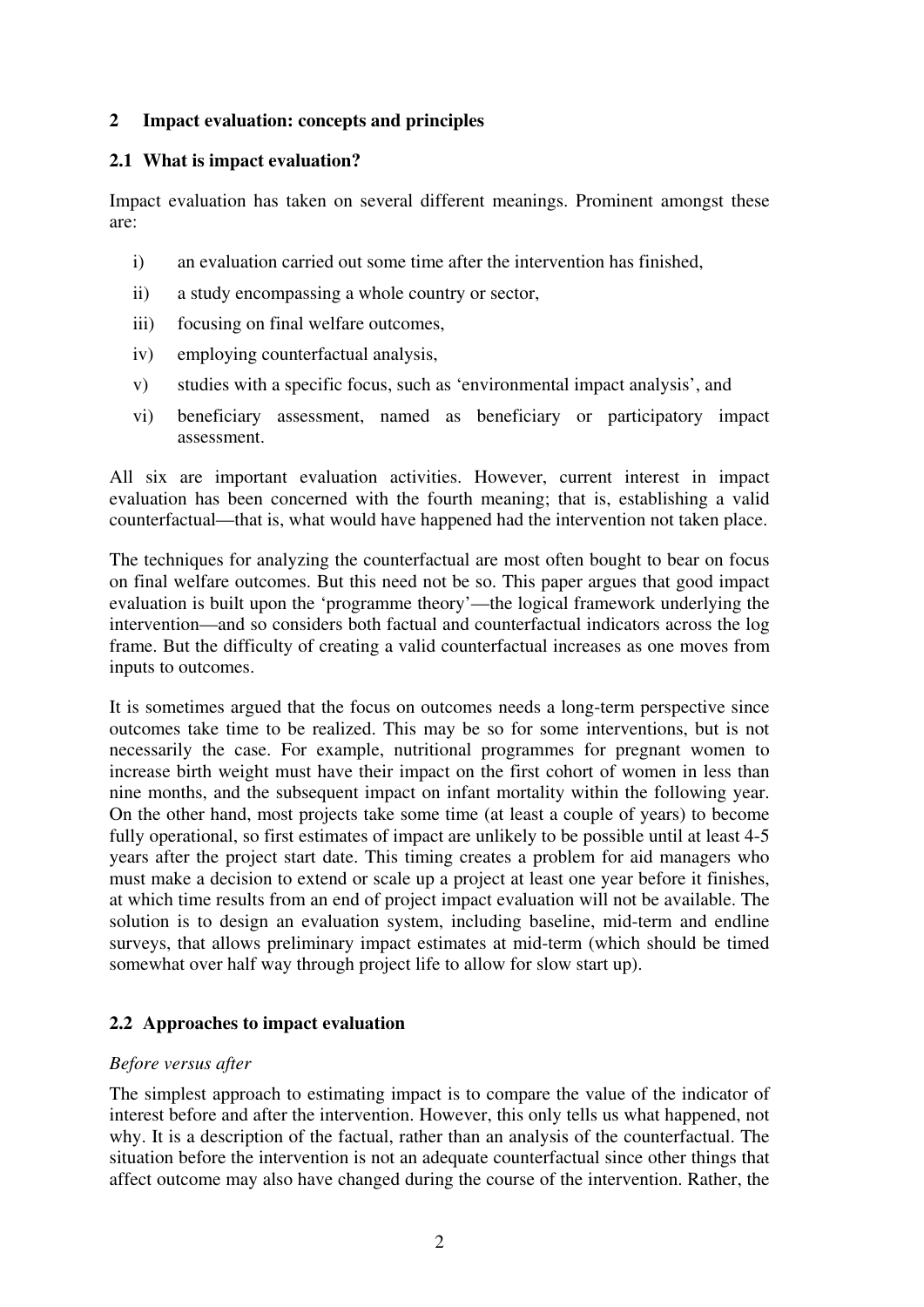## 2 Impact evaluation: concepts and principles

### 2.1 What is impact evaluation?

Impact evaluation has taken on several different meanings. Prominent amongst these are:

i) an evaluation carried out some time after the intervention has finished,

ii) a study encompassing a whole country or sector,

iii) focusing on final welfare outcomes,

iv) employing counterfactual analysis,

v) studies with a specific focus, such as 'environmental impact analysis', and

vi) beneficiary assessment, named as beneficiary or participatory impact assessment.

All six are important evaluation activities. However, current interest in impact evaluation has been concerned with the fourth meaning; that is, establishing a valid counterfactual—that is, what would have happened had the intervention not taken place.

The techniques for analyzing the counterfactual are most often bought to bear on focus on final welfare outcomes. But this need not be so. This paper argues that good impact evaluation is built upon the 'programme theory'—the logical framework underlying the intervention—and so considers both factual and counterfactual indicators across the log frame. But the difficulty of creating a valid counterfactual increases as one moves from inputs to outcomes.

It is sometimes argued that the focus on outcomes needs a long-term perspective since outcomes take time to be realized. This may be so for some interventions, but is not necessarily the case. For example, nutritional programmes for pregnant women to increase birth weight must have their impact on the first cohort of women in less than nine months, and the subsequent impact on infant mortality within the following year. On the other hand, most projects take some time (at least a couple of years) to become fully operational, so first estimates of impact are unlikely to be possible until at least 4-5 years after the project start date. This timing creates a problem for aid managers who must make a decision to extend or scale up a project at least one year before it finishes, at which time results from an end of project impact evaluation will not be available. The solution is to design an evaluation system, including baseline, mid-term and endline surveys, that allows preliminary impact estimates at mid-term (which should be timed somewhat over half way through project life to allow for slow start up).

### 2.2 Approaches to impact evaluation

*Before versus after*

The simplest approach to estimating impact is to compare the value of the indicator of interest before and after the intervention. However, this only tells us what happened, not why. It is a description of the factual, rather than an analysis of the counterfactual. The situation before the intervention is not an adequate counterfactual since other things that affect outcome may also have changed during the course of the intervention. Rather, the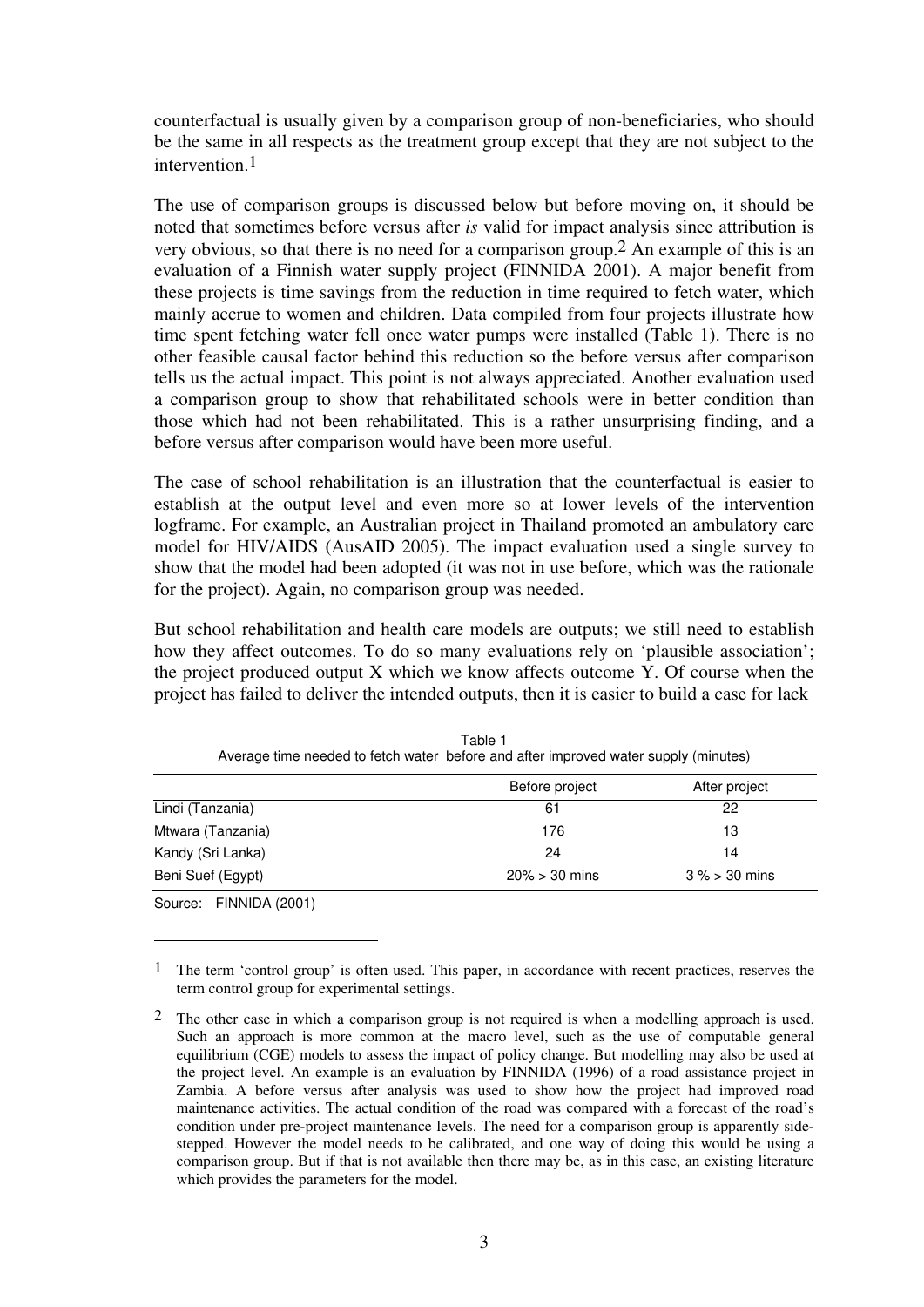counterfactual is usually given by a comparison group of non-beneficiaries, who should be the same in all respects as the treatment group except that they are not subject to the intervention.[1]

The use of comparison groups is discussed below but before moving on, it should be noted that sometimes before versus after *is* valid for impact analysis since attribution is very obvious, so that there is no need for a comparison group.[2] An example of this is an evaluation of a Finnish water supply project (FINNIDA 2001). A major benefit from these projects is time savings from the reduction in time required to fetch water, which mainly accrue to women and children. Data compiled from four projects illustrate how time spent fetching water fell once water pumps were installed (Table 1). There is no other feasible causal factor behind this reduction so the before versus after comparison tells us the actual impact. This point is not always appreciated. Another evaluation used a comparison group to show that rehabilitated schools were in better condition than those which had not been rehabilitated. This is a rather unsurprising finding, and a before versus after comparison would have been more useful.

The case of school rehabilitation is an illustration that the counterfactual is easier to establish at the output level and even more so at lower levels of the intervention logframe. For example, an Australian project in Thailand promoted an ambulatory care model for HIV/AIDS (AusAID 2005). The impact evaluation used a single survey to show that the model had been adopted (it was not in use before, which was the rationale for the project). Again, no comparison group was needed.

But school rehabilitation and health care models are outputs; we still need to establish how they affect outcomes. To do so many evaluations rely on 'plausible association'; the project produced output X which we know affects outcome Y. Of course when the project has failed to deliver the intended outputs, then it is easier to build a case for lack

Table 1
Average time needed to fetch water before and after improved water supply (minutes)

| | Before project | After project |
|---|---|---|
| Lindi (Tanzania) | 61 | 22 |
| Mtwara (Tanzania) | 176 | 13 |
| Kandy (Sri Lanka) | 24 | 14 |
| Beni Suef (Egypt) | 20% > 30 mins | 3 % > 30 mins |

Source: FINNIDA (2001)

---

[1] The term 'control group' is often used. This paper, in accordance with recent practices, reserves the term control group for experimental settings.

[2] The other case in which a comparison group is not required is when a modelling approach is used. Such an approach is more common at the macro level, such as the use of computable general equilibrium (CGE) models to assess the impact of policy change. But modelling may also be used at the project level. An example is an evaluation by FINNIDA (1996) of a road assistance project in Zambia. A before versus after analysis was used to show how the project had improved road maintenance activities. The actual condition of the road was compared with a forecast of the road's condition under pre-project maintenance levels. The need for a comparison group is apparently side-stepped. However the model needs to be calibrated, and one way of doing this would be using a comparison group. But if that is not available then there may be, as in this case, an existing literature which provides the parameters for the model.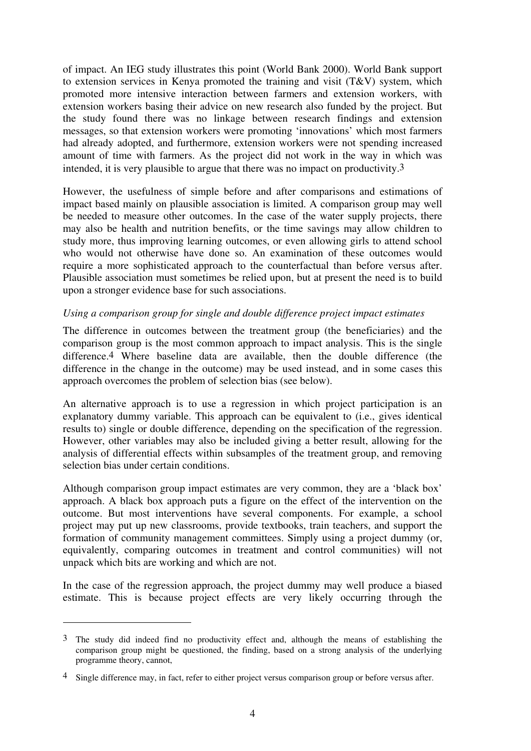of impact. An IEG study illustrates this point (World Bank 2000). World Bank support to extension services in Kenya promoted the training and visit (T&V) system, which promoted more intensive interaction between farmers and extension workers, with extension workers basing their advice on new research also funded by the project. But the study found there was no linkage between research findings and extension messages, so that extension workers were promoting 'innovations' which most farmers had already adopted, and furthermore, extension workers were not spending increased amount of time with farmers. As the project did not work in the way in which was intended, it is very plausible to argue that there was no impact on productivity.[3]

However, the usefulness of simple before and after comparisons and estimations of impact based mainly on plausible association is limited. A comparison group may well be needed to measure other outcomes. In the case of the water supply projects, there may also be health and nutrition benefits, or the time savings may allow children to study more, thus improving learning outcomes, or even allowing girls to attend school who would not otherwise have done so. An examination of these outcomes would require a more sophisticated approach to the counterfactual than before versus after. Plausible association must sometimes be relied upon, but at present the need is to build upon a stronger evidence base for such associations.

*Using a comparison group for single and double difference project impact estimates*

The difference in outcomes between the treatment group (the beneficiaries) and the comparison group is the most common approach to impact analysis. This is the single difference.[4] Where baseline data are available, then the double difference (the difference in the change in the outcome) may be used instead, and in some cases this approach overcomes the problem of selection bias (see below).

An alternative approach is to use a regression in which project participation is an explanatory dummy variable. This approach can be equivalent to (i.e., gives identical results to) single or double difference, depending on the specification of the regression. However, other variables may also be included giving a better result, allowing for the analysis of differential effects within subsamples of the treatment group, and removing selection bias under certain conditions.

Although comparison group impact estimates are very common, they are a 'black box' approach. A black box approach puts a figure on the effect of the intervention on the outcome. But most interventions have several components. For example, a school project may put up new classrooms, provide textbooks, train teachers, and support the formation of community management committees. Simply using a project dummy (or, equivalently, comparing outcomes in treatment and control communities) will not unpack which bits are working and which are not.

In the case of the regression approach, the project dummy may well produce a biased estimate. This is because project effects are very likely occurring through the

---

[3] The study did indeed find no productivity effect and, although the means of establishing the comparison group might be questioned, the finding, based on a strong analysis of the underlying programme theory, cannot,

[4] Single difference may, in fact, refer to either project versus comparison group or before versus after.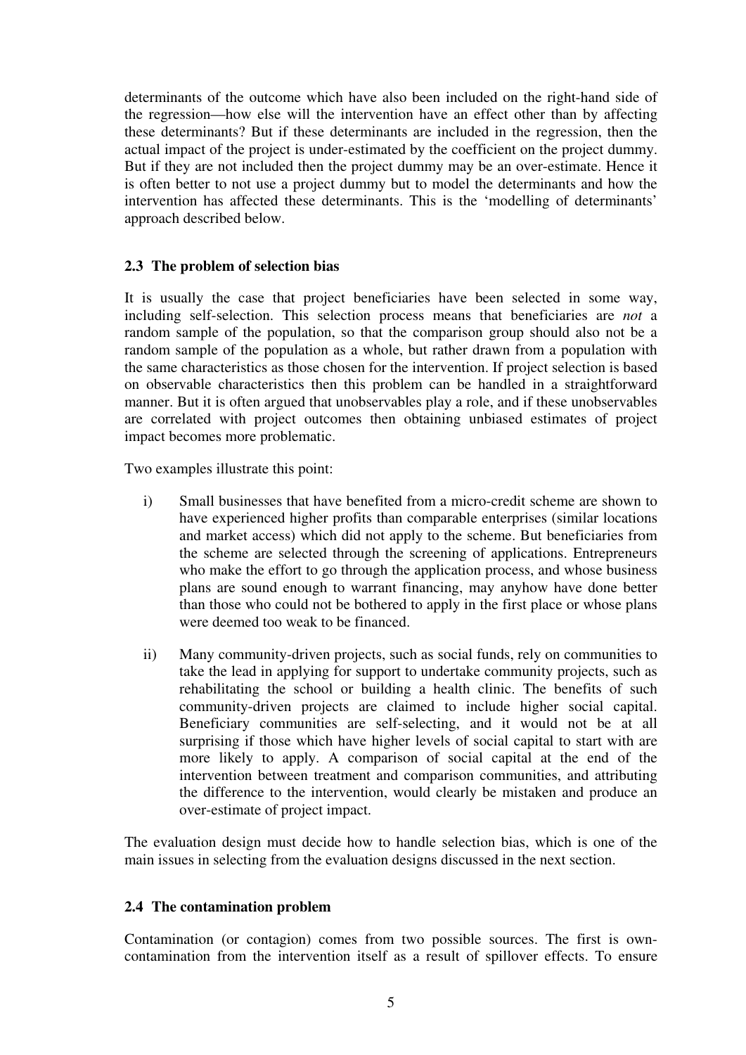determinants of the outcome which have also been included on the right-hand side of the regression—how else will the intervention have an effect other than by affecting these determinants? But if these determinants are included in the regression, then the actual impact of the project is under-estimated by the coefficient on the project dummy. But if they are not included then the project dummy may be an over-estimate. Hence it is often better to not use a project dummy but to model the determinants and how the intervention has affected these determinants. This is the 'modelling of determinants' approach described below.

### 2.3 The problem of selection bias

It is usually the case that project beneficiaries have been selected in some way, including self-selection. This selection process means that beneficiaries are *not* a random sample of the population, so that the comparison group should also not be a random sample of the population as a whole, but rather drawn from a population with the same characteristics as those chosen for the intervention. If project selection is based on observable characteristics then this problem can be handled in a straightforward manner. But it is often argued that unobservables play a role, and if these unobservables are correlated with project outcomes then obtaining unbiased estimates of project impact becomes more problematic.

Two examples illustrate this point:

i) Small businesses that have benefited from a micro-credit scheme are shown to have experienced higher profits than comparable enterprises (similar locations and market access) which did not apply to the scheme. But beneficiaries from the scheme are selected through the screening of applications. Entrepreneurs who make the effort to go through the application process, and whose business plans are sound enough to warrant financing, may anyhow have done better than those who could not be bothered to apply in the first place or whose plans were deemed too weak to be financed.

ii) Many community-driven projects, such as social funds, rely on communities to take the lead in applying for support to undertake community projects, such as rehabilitating the school or building a health clinic. The benefits of such community-driven projects are claimed to include higher social capital. Beneficiary communities are self-selecting, and it would not be at all surprising if those which have higher levels of social capital to start with are more likely to apply. A comparison of social capital at the end of the intervention between treatment and comparison communities, and attributing the difference to the intervention, would clearly be mistaken and produce an over-estimate of project impact.

The evaluation design must decide how to handle selection bias, which is one of the main issues in selecting from the evaluation designs discussed in the next section.

### 2.4 The contamination problem

Contamination (or contagion) comes from two possible sources. The first is own-contamination from the intervention itself as a result of spillover effects. To ensure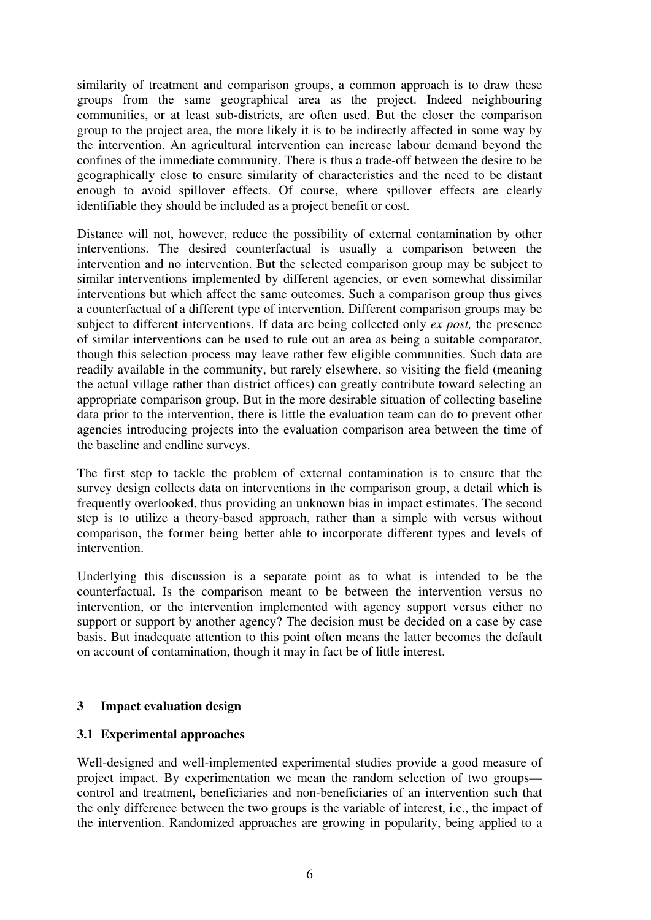similarity of treatment and comparison groups, a common approach is to draw these groups from the same geographical area as the project. Indeed neighbouring communities, or at least sub-districts, are often used. But the closer the comparison group to the project area, the more likely it is to be indirectly affected in some way by the intervention. An agricultural intervention can increase labour demand beyond the confines of the immediate community. There is thus a trade-off between the desire to be geographically close to ensure similarity of characteristics and the need to be distant enough to avoid spillover effects. Of course, where spillover effects are clearly identifiable they should be included as a project benefit or cost.

Distance will not, however, reduce the possibility of external contamination by other interventions. The desired counterfactual is usually a comparison between the intervention and no intervention. But the selected comparison group may be subject to similar interventions implemented by different agencies, or even somewhat dissimilar interventions but which affect the same outcomes. Such a comparison group thus gives a counterfactual of a different type of intervention. Different comparison groups may be subject to different interventions. If data are being collected only *ex post,* the presence of similar interventions can be used to rule out an area as being a suitable comparator, though this selection process may leave rather few eligible communities. Such data are readily available in the community, but rarely elsewhere, so visiting the field (meaning the actual village rather than district offices) can greatly contribute toward selecting an appropriate comparison group. But in the more desirable situation of collecting baseline data prior to the intervention, there is little the evaluation team can do to prevent other agencies introducing projects into the evaluation comparison area between the time of the baseline and endline surveys.

The first step to tackle the problem of external contamination is to ensure that the survey design collects data on interventions in the comparison group, a detail which is frequently overlooked, thus providing an unknown bias in impact estimates. The second step is to utilize a theory-based approach, rather than a simple with versus without comparison, the former being better able to incorporate different types and levels of intervention.

Underlying this discussion is a separate point as to what is intended to be the counterfactual. Is the comparison meant to be between the intervention versus no intervention, or the intervention implemented with agency support versus either no support or support by another agency? The decision must be decided on a case by case basis. But inadequate attention to this point often means the latter becomes the default on account of contamination, though it may in fact be of little interest.

## 3 Impact evaluation design

### 3.1 Experimental approaches

Well-designed and well-implemented experimental studies provide a good measure of project impact. By experimentation we mean the random selection of two groups—control and treatment, beneficiaries and non-beneficiaries of an intervention such that the only difference between the two groups is the variable of interest, i.e., the impact of the intervention. Randomized approaches are growing in popularity, being applied to a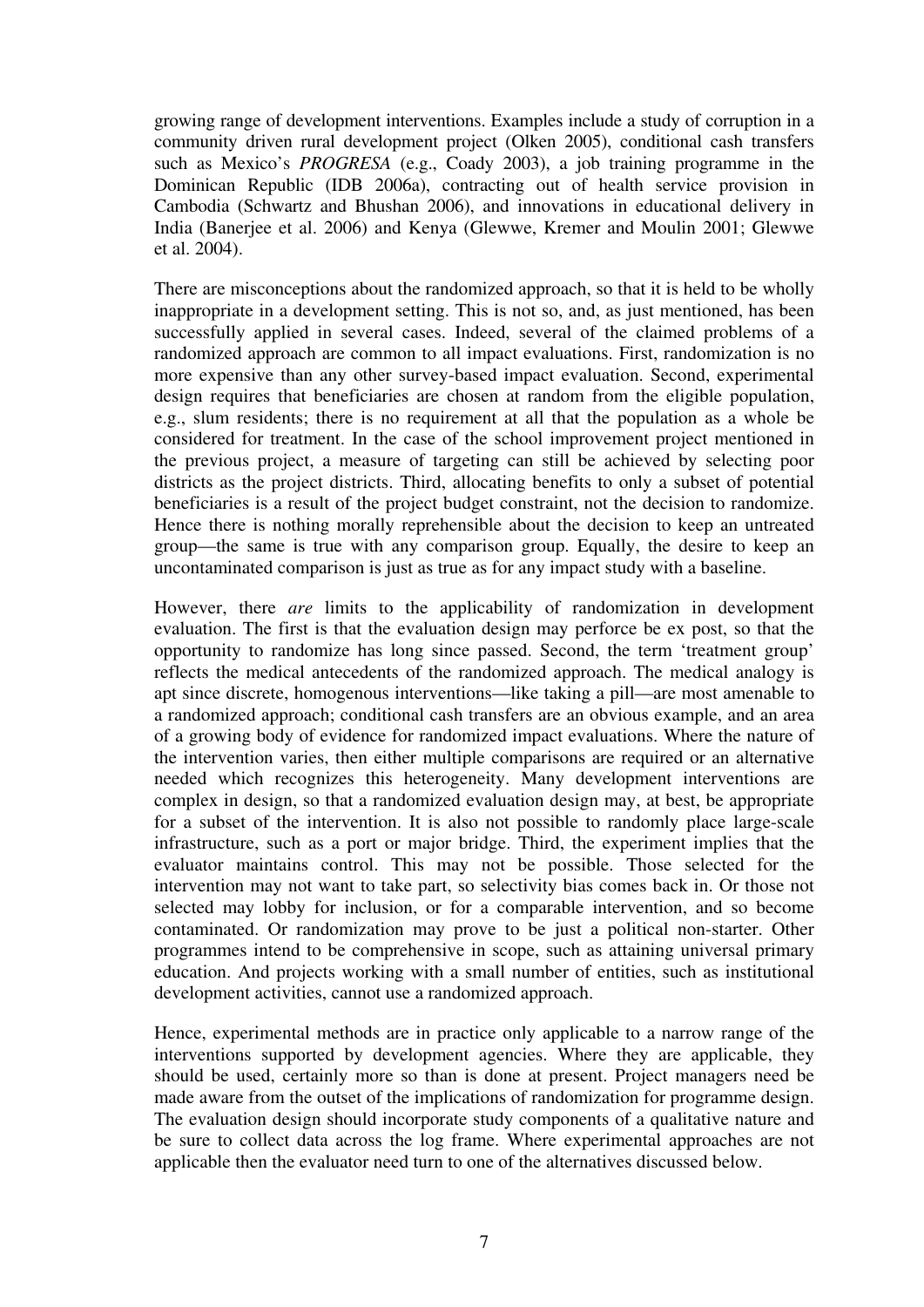growing range of development interventions. Examples include a study of corruption in a community driven rural development project (Olken 2005), conditional cash transfers such as Mexico's *PROGRESA* (e.g., Coady 2003), a job training programme in the Dominican Republic (IDB 2006a), contracting out of health service provision in Cambodia (Schwartz and Bhushan 2006), and innovations in educational delivery in India (Banerjee et al. 2006) and Kenya (Glewwe, Kremer and Moulin 2001; Glewwe et al. 2004).

There are misconceptions about the randomized approach, so that it is held to be wholly inappropriate in a development setting. This is not so, and, as just mentioned, has been successfully applied in several cases. Indeed, several of the claimed problems of a randomized approach are common to all impact evaluations. First, randomization is no more expensive than any other survey-based impact evaluation. Second, experimental design requires that beneficiaries are chosen at random from the eligible population, e.g., slum residents; there is no requirement at all that the population as a whole be considered for treatment. In the case of the school improvement project mentioned in the previous project, a measure of targeting can still be achieved by selecting poor districts as the project districts. Third, allocating benefits to only a subset of potential beneficiaries is a result of the project budget constraint, not the decision to randomize. Hence there is nothing morally reprehensible about the decision to keep an untreated group—the same is true with any comparison group. Equally, the desire to keep an uncontaminated comparison is just as true as for any impact study with a baseline.

However, there *are* limits to the applicability of randomization in development evaluation. The first is that the evaluation design may perforce be ex post, so that the opportunity to randomize has long since passed. Second, the term 'treatment group' reflects the medical antecedents of the randomized approach. The medical analogy is apt since discrete, homogenous interventions—like taking a pill—are most amenable to a randomized approach; conditional cash transfers are an obvious example, and an area of a growing body of evidence for randomized impact evaluations. Where the nature of the intervention varies, then either multiple comparisons are required or an alternative needed which recognizes this heterogeneity. Many development interventions are complex in design, so that a randomized evaluation design may, at best, be appropriate for a subset of the intervention. It is also not possible to randomly place large-scale infrastructure, such as a port or major bridge. Third, the experiment implies that the evaluator maintains control. This may not be possible. Those selected for the intervention may not want to take part, so selectivity bias comes back in. Or those not selected may lobby for inclusion, or for a comparable intervention, and so become contaminated. Or randomization may prove to be just a political non-starter. Other programmes intend to be comprehensive in scope, such as attaining universal primary education. And projects working with a small number of entities, such as institutional development activities, cannot use a randomized approach.

Hence, experimental methods are in practice only applicable to a narrow range of the interventions supported by development agencies. Where they are applicable, they should be used, certainly more so than is done at present. Project managers need be made aware from the outset of the implications of randomization for programme design. The evaluation design should incorporate study components of a qualitative nature and be sure to collect data across the log frame. Where experimental approaches are not applicable then the evaluator need turn to one of the alternatives discussed below.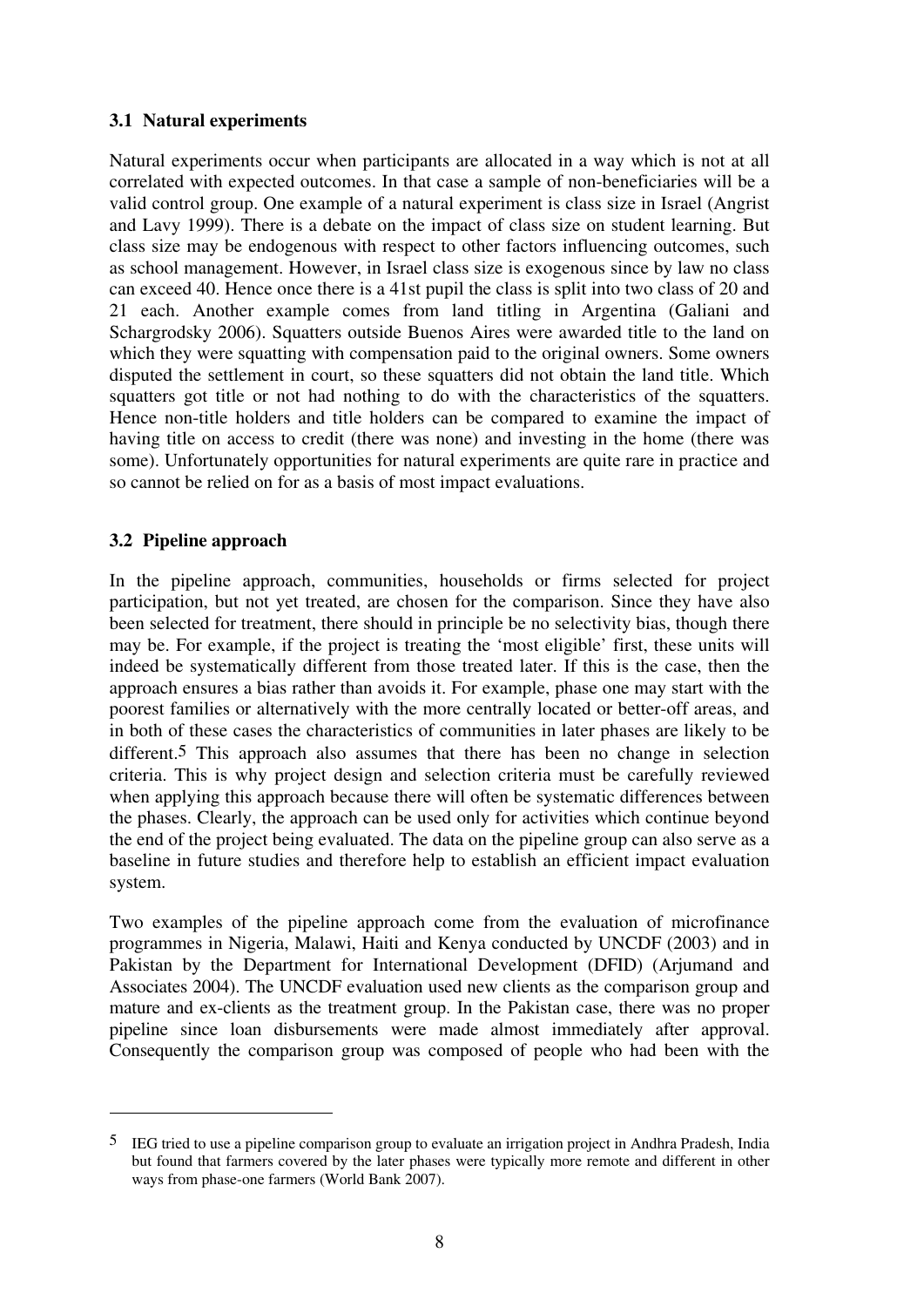### 3.1 Natural experiments

Natural experiments occur when participants are allocated in a way which is not at all correlated with expected outcomes. In that case a sample of non-beneficiaries will be a valid control group. One example of a natural experiment is class size in Israel (Angrist and Lavy 1999). There is a debate on the impact of class size on student learning. But class size may be endogenous with respect to other factors influencing outcomes, such as school management. However, in Israel class size is exogenous since by law no class can exceed 40. Hence once there is a 41st pupil the class is split into two class of 20 and 21 each. Another example comes from land titling in Argentina (Galiani and Schargrodsky 2006). Squatters outside Buenos Aires were awarded title to the land on which they were squatting with compensation paid to the original owners. Some owners disputed the settlement in court, so these squatters did not obtain the land title. Which squatters got title or not had nothing to do with the characteristics of the squatters. Hence non-title holders and title holders can be compared to examine the impact of having title on access to credit (there was none) and investing in the home (there was some). Unfortunately opportunities for natural experiments are quite rare in practice and so cannot be relied on for as a basis of most impact evaluations.

### 3.2 Pipeline approach

In the pipeline approach, communities, households or firms selected for project participation, but not yet treated, are chosen for the comparison. Since they have also been selected for treatment, there should in principle be no selectivity bias, though there may be. For example, if the project is treating the 'most eligible' first, these units will indeed be systematically different from those treated later. If this is the case, then the approach ensures a bias rather than avoids it. For example, phase one may start with the poorest families or alternatively with the more centrally located or better-off areas, and in both of these cases the characteristics of communities in later phases are likely to be different.[5] This approach also assumes that there has been no change in selection criteria. This is why project design and selection criteria must be carefully reviewed when applying this approach because there will often be systematic differences between the phases. Clearly, the approach can be used only for activities which continue beyond the end of the project being evaluated. The data on the pipeline group can also serve as a baseline in future studies and therefore help to establish an efficient impact evaluation system.

Two examples of the pipeline approach come from the evaluation of microfinance programmes in Nigeria, Malawi, Haiti and Kenya conducted by UNCDF (2003) and in Pakistan by the Department for International Development (DFID) (Arjumand and Associates 2004). The UNCDF evaluation used new clients as the comparison group and mature and ex-clients as the treatment group. In the Pakistan case, there was no proper pipeline since loan disbursements were made almost immediately after approval. Consequently the comparison group was composed of people who had been with the

---

[5] IEG tried to use a pipeline comparison group to evaluate an irrigation project in Andhra Pradesh, India but found that farmers covered by the later phases were typically more remote and different in other ways from phase-one farmers (World Bank 2007).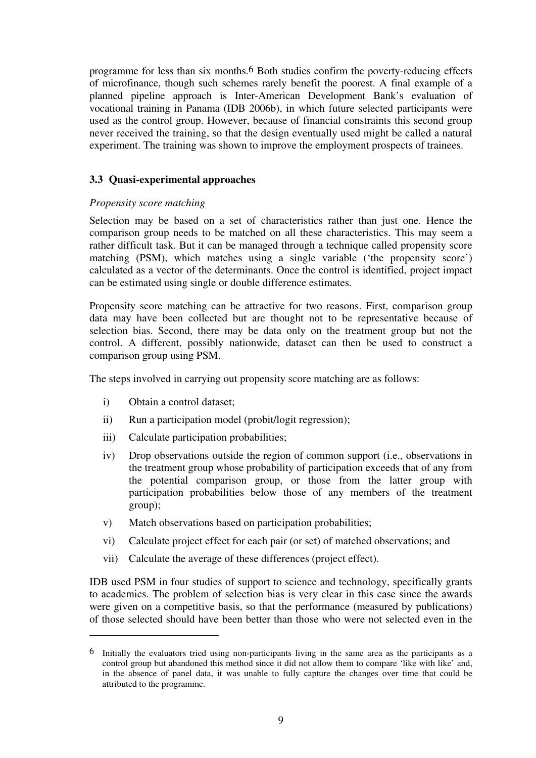programme for less than six months.[6] Both studies confirm the poverty-reducing effects of microfinance, though such schemes rarely benefit the poorest. A final example of a planned pipeline approach is Inter-American Development Bank's evaluation of vocational training in Panama (IDB 2006b), in which future selected participants were used as the control group. However, because of financial constraints this second group never received the training, so that the design eventually used might be called a natural experiment. The training was shown to improve the employment prospects of trainees.

### 3.3 Quasi-experimental approaches

*Propensity score matching*

Selection may be based on a set of characteristics rather than just one. Hence the comparison group needs to be matched on all these characteristics. This may seem a rather difficult task. But it can be managed through a technique called propensity score matching (PSM), which matches using a single variable ('the propensity score') calculated as a vector of the determinants. Once the control is identified, project impact can be estimated using single or double difference estimates.

Propensity score matching can be attractive for two reasons. First, comparison group data may have been collected but are thought not to be representative because of selection bias. Second, there may be data only on the treatment group but not the control. A different, possibly nationwide, dataset can then be used to construct a comparison group using PSM.

The steps involved in carrying out propensity score matching are as follows:

- i) Obtain a control dataset;
- ii) Run a participation model (probit/logit regression);
- iii) Calculate participation probabilities;
- iv) Drop observations outside the region of common support (i.e., observations in the treatment group whose probability of participation exceeds that of any from the potential comparison group, or those from the latter group with participation probabilities below those of any members of the treatment group);
- v) Match observations based on participation probabilities;
- vi) Calculate project effect for each pair (or set) of matched observations; and
- vii) Calculate the average of these differences (project effect).

IDB used PSM in four studies of support to science and technology, specifically grants to academics. The problem of selection bias is very clear in this case since the awards were given on a competitive basis, so that the performance (measured by publications) of those selected should have been better than those who were not selected even in the

[6] Initially the evaluators tried using non-participants living in the same area as the participants as a control group but abandoned this method since it did not allow them to compare 'like with like' and, in the absence of panel data, it was unable to fully capture the changes over time that could be attributed to the programme.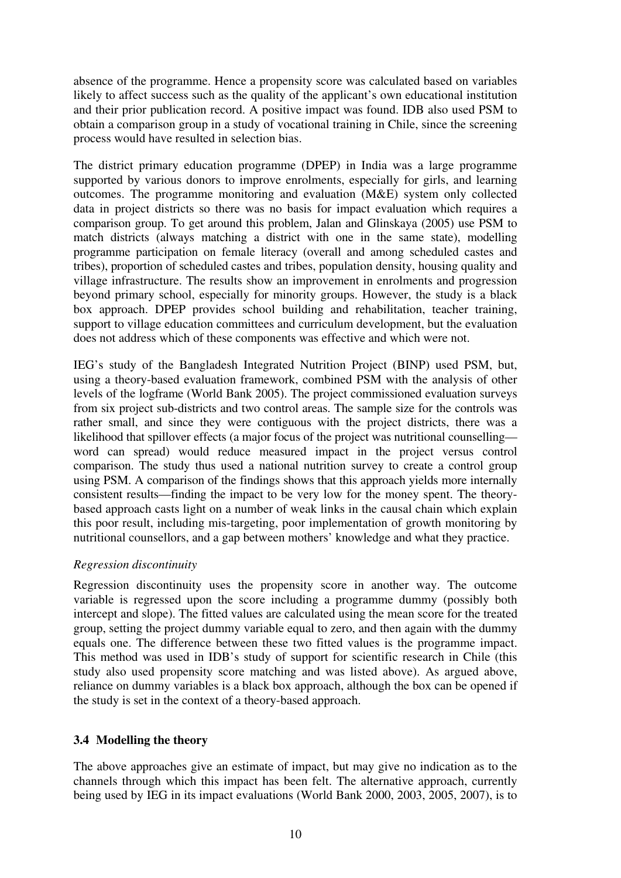absence of the programme. Hence a propensity score was calculated based on variables likely to affect success such as the quality of the applicant's own educational institution and their prior publication record. A positive impact was found. IDB also used PSM to obtain a comparison group in a study of vocational training in Chile, since the screening process would have resulted in selection bias.

The district primary education programme (DPEP) in India was a large programme supported by various donors to improve enrolments, especially for girls, and learning outcomes. The programme monitoring and evaluation (M&E) system only collected data in project districts so there was no basis for impact evaluation which requires a comparison group. To get around this problem, Jalan and Glinskaya (2005) use PSM to match districts (always matching a district with one in the same state), modelling programme participation on female literacy (overall and among scheduled castes and tribes), proportion of scheduled castes and tribes, population density, housing quality and village infrastructure. The results show an improvement in enrolments and progression beyond primary school, especially for minority groups. However, the study is a black box approach. DPEP provides school building and rehabilitation, teacher training, support to village education committees and curriculum development, but the evaluation does not address which of these components was effective and which were not.

IEG's study of the Bangladesh Integrated Nutrition Project (BINP) used PSM, but, using a theory-based evaluation framework, combined PSM with the analysis of other levels of the logframe (World Bank 2005). The project commissioned evaluation surveys from six project sub-districts and two control areas. The sample size for the controls was rather small, and since they were contiguous with the project districts, there was a likelihood that spillover effects (a major focus of the project was nutritional counselling—word can spread) would reduce measured impact in the project versus control comparison. The study thus used a national nutrition survey to create a control group using PSM. A comparison of the findings shows that this approach yields more internally consistent results—finding the impact to be very low for the money spent. The theory-based approach casts light on a number of weak links in the causal chain which explain this poor result, including mis-targeting, poor implementation of growth monitoring by nutritional counsellors, and a gap between mothers' knowledge and what they practice.

*Regression discontinuity*

Regression discontinuity uses the propensity score in another way. The outcome variable is regressed upon the score including a programme dummy (possibly both intercept and slope). The fitted values are calculated using the mean score for the treated group, setting the project dummy variable equal to zero, and then again with the dummy equals one. The difference between these two fitted values is the programme impact. This method was used in IDB's study of support for scientific research in Chile (this study also used propensity score matching and was listed above). As argued above, reliance on dummy variables is a black box approach, although the box can be opened if the study is set in the context of a theory-based approach.

### 3.4 Modelling the theory

The above approaches give an estimate of impact, but may give no indication as to the channels through which this impact has been felt. The alternative approach, currently being used by IEG in its impact evaluations (World Bank 2000, 2003, 2005, 2007), is to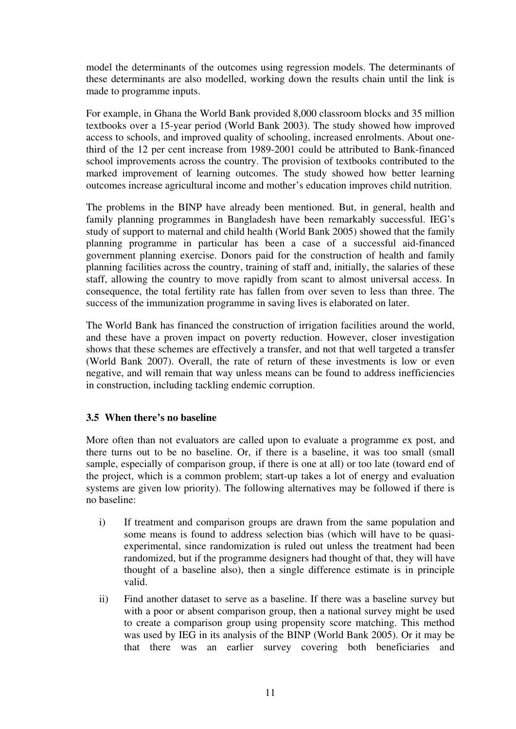model the determinants of the outcomes using regression models. The determinants of these determinants are also modelled, working down the results chain until the link is made to programme inputs.

For example, in Ghana the World Bank provided 8,000 classroom blocks and 35 million textbooks over a 15-year period (World Bank 2003). The study showed how improved access to schools, and improved quality of schooling, increased enrolments. About one-third of the 12 per cent increase from 1989-2001 could be attributed to Bank-financed school improvements across the country. The provision of textbooks contributed to the marked improvement of learning outcomes. The study showed how better learning outcomes increase agricultural income and mother's education improves child nutrition.

The problems in the BINP have already been mentioned. But, in general, health and family planning programmes in Bangladesh have been remarkably successful. IEG's study of support to maternal and child health (World Bank 2005) showed that the family planning programme in particular has been a case of a successful aid-financed government planning exercise. Donors paid for the construction of health and family planning facilities across the country, training of staff and, initially, the salaries of these staff, allowing the country to move rapidly from scant to almost universal access. In consequence, the total fertility rate has fallen from over seven to less than three. The success of the immunization programme in saving lives is elaborated on later.

The World Bank has financed the construction of irrigation facilities around the world, and these have a proven impact on poverty reduction. However, closer investigation shows that these schemes are effectively a transfer, and not that well targeted a transfer (World Bank 2007). Overall, the rate of return of these investments is low or even negative, and will remain that way unless means can be found to address inefficiencies in construction, including tackling endemic corruption.

### 3.5 When there's no baseline

More often than not evaluators are called upon to evaluate a programme ex post, and there turns out to be no baseline. Or, if there is a baseline, it was too small (small sample, especially of comparison group, if there is one at all) or too late (toward end of the project, which is a common problem; start-up takes a lot of energy and evaluation systems are given low priority). The following alternatives may be followed if there is no baseline:

i) If treatment and comparison groups are drawn from the same population and some means is found to address selection bias (which will have to be quasi-experimental, since randomization is ruled out unless the treatment had been randomized, but if the programme designers had thought of that, they will have thought of a baseline also), then a single difference estimate is in principle valid.

ii) Find another dataset to serve as a baseline. If there was a baseline survey but with a poor or absent comparison group, then a national survey might be used to create a comparison group using propensity score matching. This method was used by IEG in its analysis of the BINP (World Bank 2005). Or it may be that there was an earlier survey covering both beneficiaries and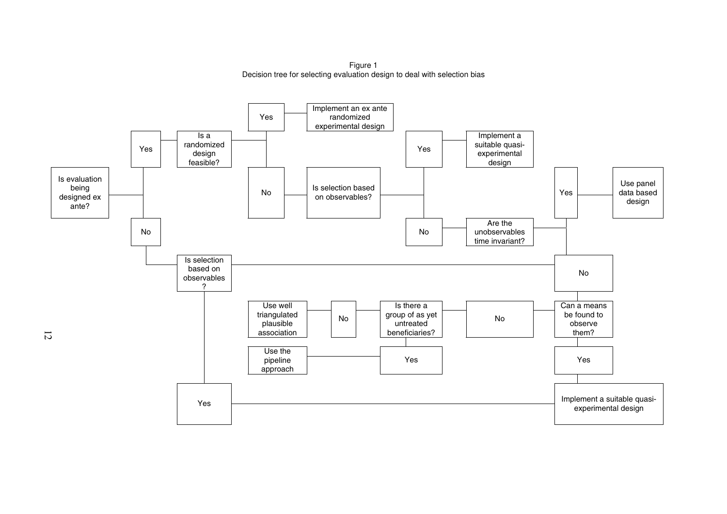Figure 1
Decision tree for selecting evaluation design to deal with selection bias

- Is evaluation being designed ex ante?
  - Yes → Is a randomized design feasible?
    - Yes → Implement an ex ante randomized experimental design
    - No → Is selection based on observables?
      - Yes → Implement a suitable quasi-experimental design
      - No → Are the unobservables time invariant?
        - Yes → Use panel data based design
        - No → Can a means be found to observe them?
          - Yes → Implement a suitable quasi-experimental design
          - No → Is there a group of as yet untreated beneficiaries?
            - Yes → Use the pipeline approach
            - No → Use well triangulated plausible association
  - No → Is selection based on observables?
    - Yes → Implement a suitable quasi-experimental design
    - No → Can a means be found to observe them?
      - Yes → Implement a suitable quasi-experimental design
      - No → Is there a group of as yet untreated beneficiaries?
        - Yes → Use the pipeline approach
        - No → Use well triangulated plausible association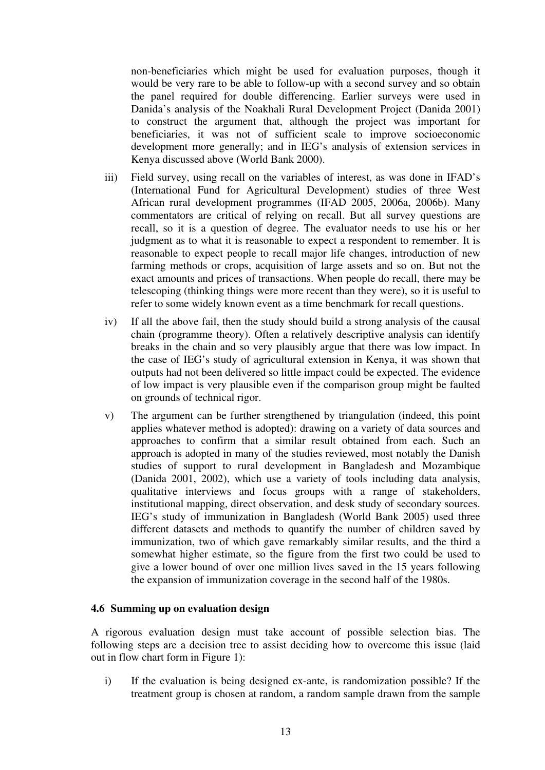non-beneficiaries which might be used for evaluation purposes, though it would be very rare to be able to follow-up with a second survey and so obtain the panel required for double differencing. Earlier surveys were used in Danida's analysis of the Noakhali Rural Development Project (Danida 2001) to construct the argument that, although the project was important for beneficiaries, it was not of sufficient scale to improve socioeconomic development more generally; and in IEG's analysis of extension services in Kenya discussed above (World Bank 2000).

iii) Field survey, using recall on the variables of interest, as was done in IFAD's (International Fund for Agricultural Development) studies of three West African rural development programmes (IFAD 2005, 2006a, 2006b). Many commentators are critical of relying on recall. But all survey questions are recall, so it is a question of degree. The evaluator needs to use his or her judgment as to what it is reasonable to expect a respondent to remember. It is reasonable to expect people to recall major life changes, introduction of new farming methods or crops, acquisition of large assets and so on. But not the exact amounts and prices of transactions. When people do recall, there may be telescoping (thinking things were more recent than they were), so it is useful to refer to some widely known event as a time benchmark for recall questions.

iv) If all the above fail, then the study should build a strong analysis of the causal chain (programme theory). Often a relatively descriptive analysis can identify breaks in the chain and so very plausibly argue that there was low impact. In the case of IEG's study of agricultural extension in Kenya, it was shown that outputs had not been delivered so little impact could be expected. The evidence of low impact is very plausible even if the comparison group might be faulted on grounds of technical rigor.

v) The argument can be further strengthened by triangulation (indeed, this point applies whatever method is adopted): drawing on a variety of data sources and approaches to confirm that a similar result obtained from each. Such an approach is adopted in many of the studies reviewed, most notably the Danish studies of support to rural development in Bangladesh and Mozambique (Danida 2001, 2002), which use a variety of tools including data analysis, qualitative interviews and focus groups with a range of stakeholders, institutional mapping, direct observation, and desk study of secondary sources. IEG's study of immunization in Bangladesh (World Bank 2005) used three different datasets and methods to quantify the number of children saved by immunization, two of which gave remarkably similar results, and the third a somewhat higher estimate, so the figure from the first two could be used to give a lower bound of over one million lives saved in the 15 years following the expansion of immunization coverage in the second half of the 1980s.

### 4.6 Summing up on evaluation design

A rigorous evaluation design must take account of possible selection bias. The following steps are a decision tree to assist deciding how to overcome this issue (laid out in flow chart form in Figure 1):

i) If the evaluation is being designed ex-ante, is randomization possible? If the treatment group is chosen at random, a random sample drawn from the sample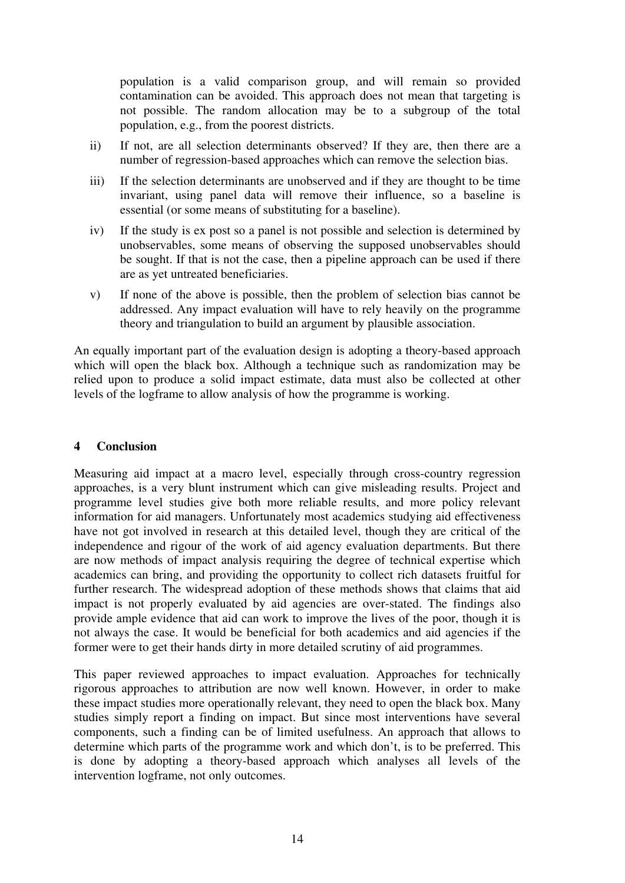population is a valid comparison group, and will remain so provided contamination can be avoided. This approach does not mean that targeting is not possible. The random allocation may be to a subgroup of the total population, e.g., from the poorest districts.

ii) If not, are all selection determinants observed? If they are, then there are a number of regression-based approaches which can remove the selection bias.

iii) If the selection determinants are unobserved and if they are thought to be time invariant, using panel data will remove their influence, so a baseline is essential (or some means of substituting for a baseline).

iv) If the study is ex post so a panel is not possible and selection is determined by unobservables, some means of observing the supposed unobservables should be sought. If that is not the case, then a pipeline approach can be used if there are as yet untreated beneficiaries.

v) If none of the above is possible, then the problem of selection bias cannot be addressed. Any impact evaluation will have to rely heavily on the programme theory and triangulation to build an argument by plausible association.

An equally important part of the evaluation design is adopting a theory-based approach which will open the black box. Although a technique such as randomization may be relied upon to produce a solid impact estimate, data must also be collected at other levels of the logframe to allow analysis of how the programme is working.

## 4 Conclusion

Measuring aid impact at a macro level, especially through cross-country regression approaches, is a very blunt instrument which can give misleading results. Project and programme level studies give both more reliable results, and more policy relevant information for aid managers. Unfortunately most academics studying aid effectiveness have not got involved in research at this detailed level, though they are critical of the independence and rigour of the work of aid agency evaluation departments. But there are now methods of impact analysis requiring the degree of technical expertise which academics can bring, and providing the opportunity to collect rich datasets fruitful for further research. The widespread adoption of these methods shows that claims that aid impact is not properly evaluated by aid agencies are over-stated. The findings also provide ample evidence that aid can work to improve the lives of the poor, though it is not always the case. It would be beneficial for both academics and aid agencies if the former were to get their hands dirty in more detailed scrutiny of aid programmes.

This paper reviewed approaches to impact evaluation. Approaches for technically rigorous approaches to attribution are now well known. However, in order to make these impact studies more operationally relevant, they need to open the black box. Many studies simply report a finding on impact. But since most interventions have several components, such a finding can be of limited usefulness. An approach that allows to determine which parts of the programme work and which don't, is to be preferred. This is done by adopting a theory-based approach which analyses all levels of the intervention logframe, not only outcomes.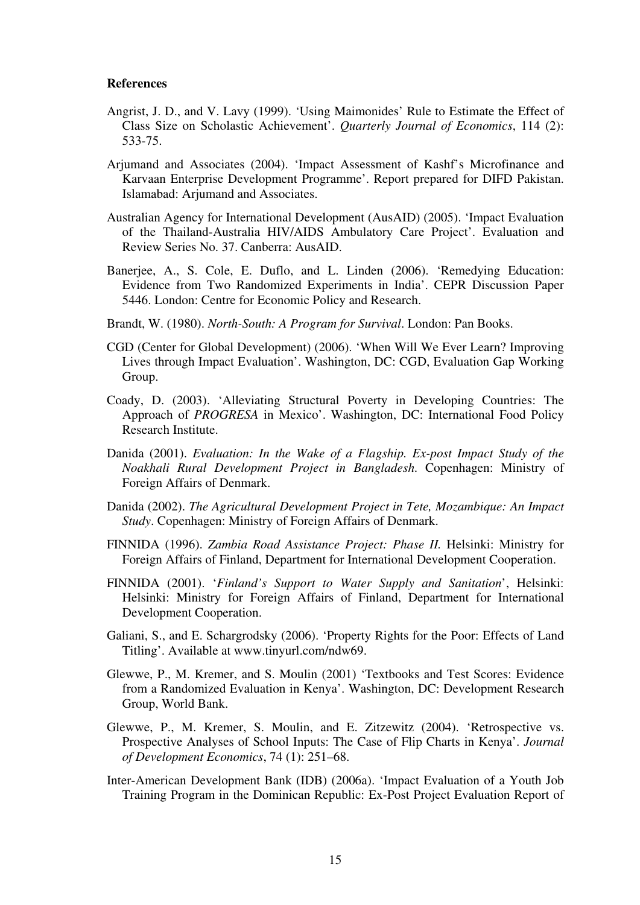**References**

Angrist, J. D., and V. Lavy (1999). 'Using Maimonides' Rule to Estimate the Effect of Class Size on Scholastic Achievement'. *Quarterly Journal of Economics*, 114 (2): 533-75.

Arjumand and Associates (2004). 'Impact Assessment of Kashf's Microfinance and Karvaan Enterprise Development Programme'. Report prepared for DIFD Pakistan. Islamabad: Arjumand and Associates.

Australian Agency for International Development (AusAID) (2005). 'Impact Evaluation of the Thailand-Australia HIV/AIDS Ambulatory Care Project'. Evaluation and Review Series No. 37. Canberra: AusAID.

Banerjee, A., S. Cole, E. Duflo, and L. Linden (2006). 'Remedying Education: Evidence from Two Randomized Experiments in India'. CEPR Discussion Paper 5446. London: Centre for Economic Policy and Research.

Brandt, W. (1980). *North-South: A Program for Survival*. London: Pan Books.

CGD (Center for Global Development) (2006). 'When Will We Ever Learn? Improving Lives through Impact Evaluation'. Washington, DC: CGD, Evaluation Gap Working Group.

Coady, D. (2003). 'Alleviating Structural Poverty in Developing Countries: The Approach of *PROGRESA* in Mexico'. Washington, DC: International Food Policy Research Institute.

Danida (2001). *Evaluation: In the Wake of a Flagship. Ex-post Impact Study of the Noakhali Rural Development Project in Bangladesh*. Copenhagen: Ministry of Foreign Affairs of Denmark.

Danida (2002). *The Agricultural Development Project in Tete, Mozambique: An Impact Study*. Copenhagen: Ministry of Foreign Affairs of Denmark.

FINNIDA (1996). *Zambia Road Assistance Project: Phase II.* Helsinki: Ministry for Foreign Affairs of Finland, Department for International Development Cooperation.

FINNIDA (2001). '*Finland's Support to Water Supply and Sanitation*', Helsinki: Helsinki: Ministry for Foreign Affairs of Finland, Department for International Development Cooperation.

Galiani, S., and E. Schargrodsky (2006). 'Property Rights for the Poor: Effects of Land Titling'. Available at www.tinyurl.com/ndw69.

Glewwe, P., M. Kremer, and S. Moulin (2001) 'Textbooks and Test Scores: Evidence from a Randomized Evaluation in Kenya'. Washington, DC: Development Research Group, World Bank.

Glewwe, P., M. Kremer, S. Moulin, and E. Zitzewitz (2004). 'Retrospective vs. Prospective Analyses of School Inputs: The Case of Flip Charts in Kenya'. *Journal of Development Economics*, 74 (1): 251–68.

Inter-American Development Bank (IDB) (2006a). 'Impact Evaluation of a Youth Job Training Program in the Dominican Republic: Ex-Post Project Evaluation Report of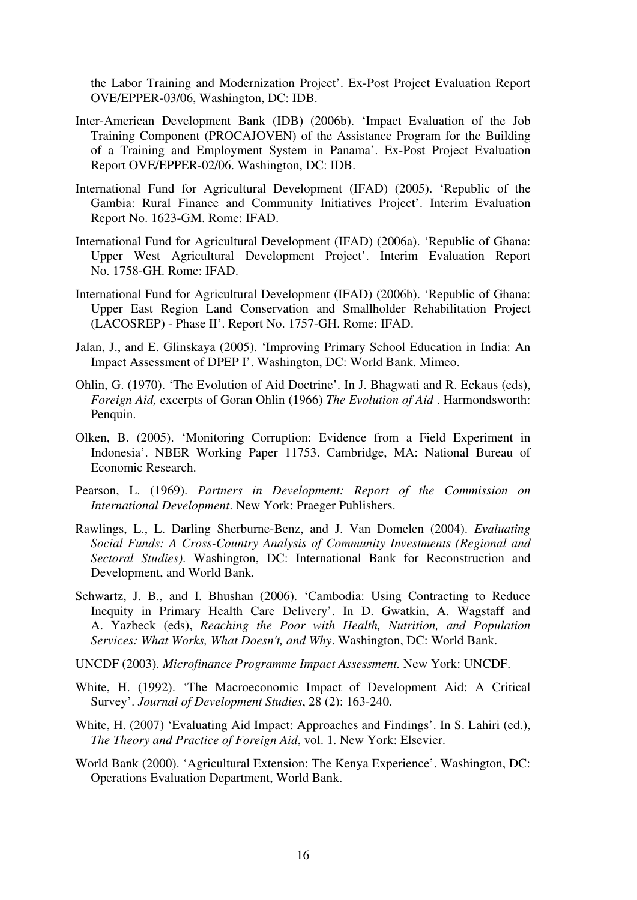the Labor Training and Modernization Project'. Ex-Post Project Evaluation Report OVE/EPPER-03/06, Washington, DC: IDB.

Inter-American Development Bank (IDB) (2006b). 'Impact Evaluation of the Job Training Component (PROCAJOVEN) of the Assistance Program for the Building of a Training and Employment System in Panama'. Ex-Post Project Evaluation Report OVE/EPPER-02/06. Washington, DC: IDB.

International Fund for Agricultural Development (IFAD) (2005). 'Republic of the Gambia: Rural Finance and Community Initiatives Project'. Interim Evaluation Report No. 1623-GM. Rome: IFAD.

International Fund for Agricultural Development (IFAD) (2006a). 'Republic of Ghana: Upper West Agricultural Development Project'. Interim Evaluation Report No. 1758-GH. Rome: IFAD.

International Fund for Agricultural Development (IFAD) (2006b). 'Republic of Ghana: Upper East Region Land Conservation and Smallholder Rehabilitation Project (LACOSREP) - Phase II'. Report No. 1757-GH. Rome: IFAD.

Jalan, J., and E. Glinskaya (2005). 'Improving Primary School Education in India: An Impact Assessment of DPEP I'. Washington, DC: World Bank. Mimeo.

Ohlin, G. (1970). 'The Evolution of Aid Doctrine'. In J. Bhagwati and R. Eckaus (eds), *Foreign Aid,* excerpts of Goran Ohlin (1966) *The Evolution of Aid* . Harmondsworth: Penquin.

Olken, B. (2005). 'Monitoring Corruption: Evidence from a Field Experiment in Indonesia'. NBER Working Paper 11753. Cambridge, MA: National Bureau of Economic Research.

Pearson, L. (1969). *Partners in Development: Report of the Commission on International Development*. New York: Praeger Publishers.

Rawlings, L., L. Darling Sherburne-Benz, and J. Van Domelen (2004). *Evaluating Social Funds: A Cross-Country Analysis of Community Investments (Regional and Sectoral Studies)*. Washington, DC: International Bank for Reconstruction and Development, and World Bank.

Schwartz, J. B., and I. Bhushan (2006). 'Cambodia: Using Contracting to Reduce Inequity in Primary Health Care Delivery'. In D. Gwatkin, A. Wagstaff and A. Yazbeck (eds), *Reaching the Poor with Health, Nutrition, and Population Services: What Works, What Doesn't, and Why*. Washington, DC: World Bank.

UNCDF (2003). *Microfinance Programme Impact Assessment.* New York: UNCDF.

White, H. (1992). 'The Macroeconomic Impact of Development Aid: A Critical Survey'. *Journal of Development Studies*, 28 (2): 163-240.

White, H. (2007) 'Evaluating Aid Impact: Approaches and Findings'. In S. Lahiri (ed.), *The Theory and Practice of Foreign Aid*, vol. 1. New York: Elsevier.

World Bank (2000). 'Agricultural Extension: The Kenya Experience'. Washington, DC: Operations Evaluation Department, World Bank.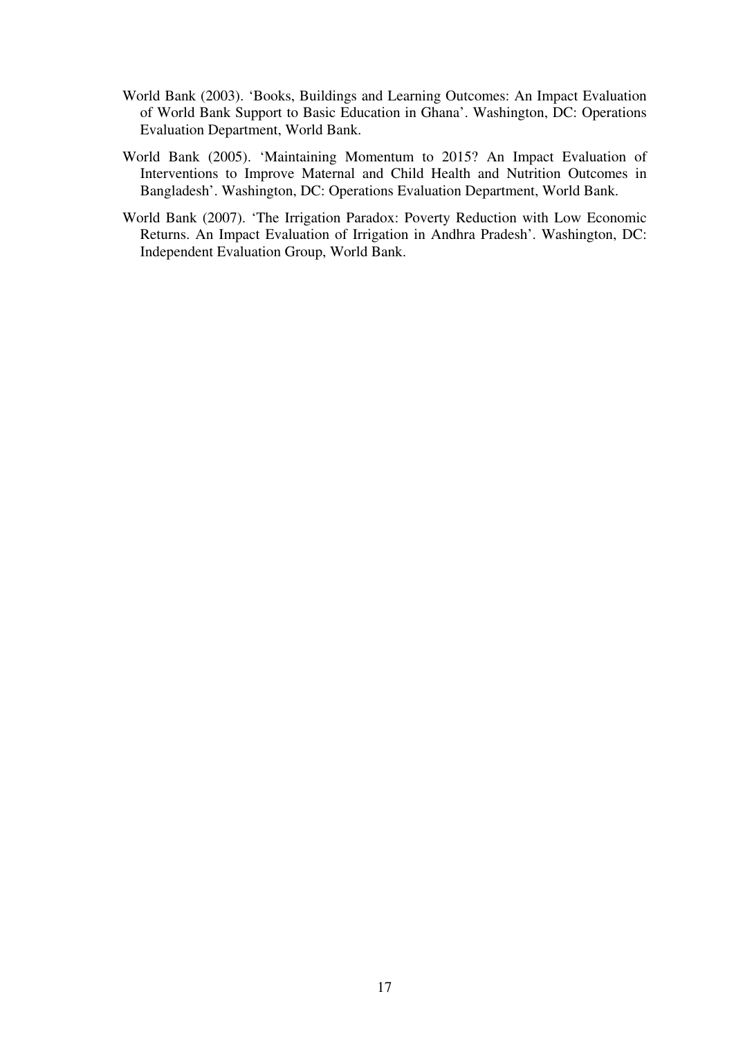World Bank (2003). 'Books, Buildings and Learning Outcomes: An Impact Evaluation of World Bank Support to Basic Education in Ghana'. Washington, DC: Operations Evaluation Department, World Bank.

World Bank (2005). 'Maintaining Momentum to 2015? An Impact Evaluation of Interventions to Improve Maternal and Child Health and Nutrition Outcomes in Bangladesh'. Washington, DC: Operations Evaluation Department, World Bank.

World Bank (2007). 'The Irrigation Paradox: Poverty Reduction with Low Economic Returns. An Impact Evaluation of Irrigation in Andhra Pradesh'. Washington, DC: Independent Evaluation Group, World Bank.